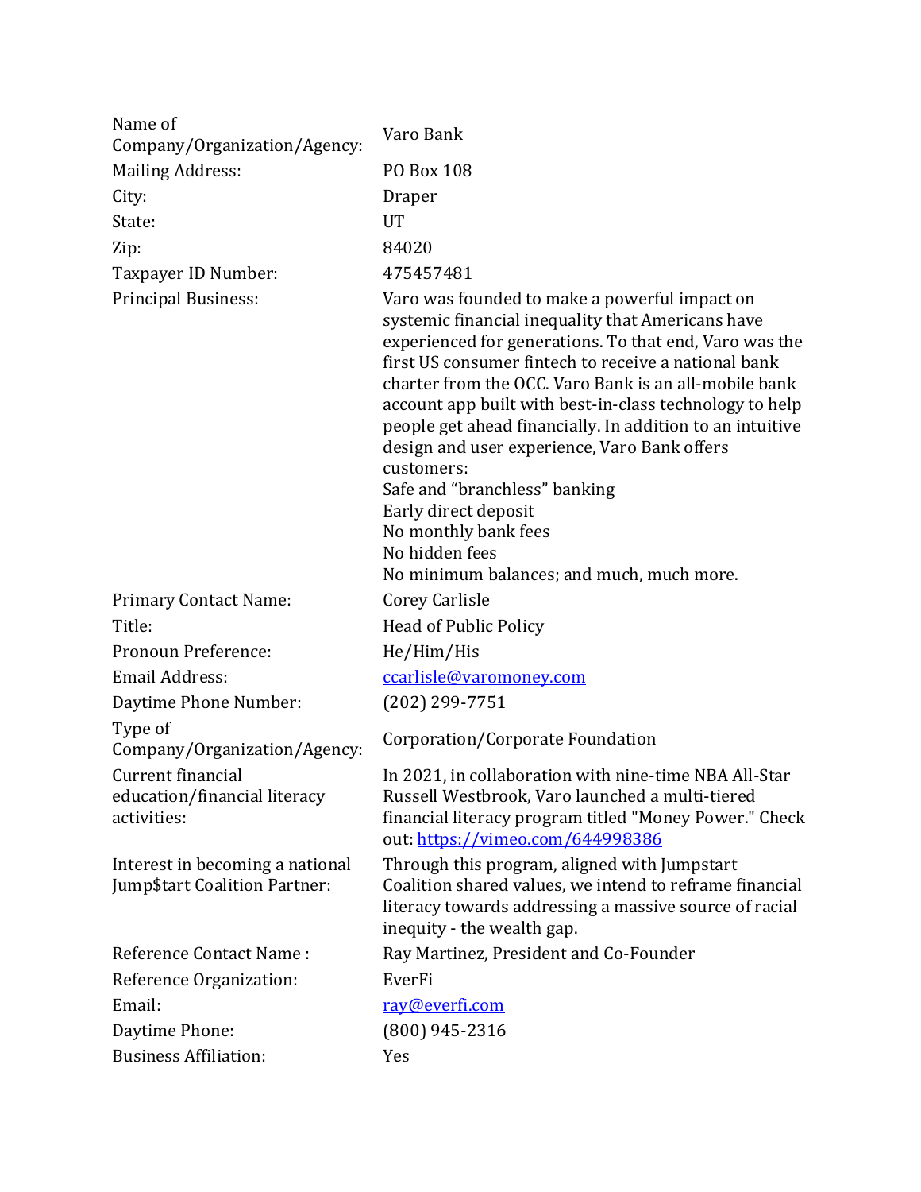| | |
|---|---|
| Name of Company/Organization/Agency: | Varo Bank |
| Mailing Address: | PO Box 108 |
| City: | Draper |
| State: | UT |
| Zip: | 84020 |
| Taxpayer ID Number: | 475457481 |
| Principal Business: | Varo was founded to make a powerful impact on systemic financial inequality that Americans have experienced for generations. To that end, Varo was the first US consumer fintech to receive a national bank charter from the OCC. Varo Bank is an all-mobile bank account app built with best-in-class technology to help people get ahead financially. In addition to an intuitive design and user experience, Varo Bank offers customers:<br>Safe and "branchless" banking<br>Early direct deposit<br>No monthly bank fees<br>No hidden fees<br>No minimum balances; and much, much more. |
| Primary Contact Name: | Corey Carlisle |
| Title: | Head of Public Policy |
| Pronoun Preference: | He/Him/His |
| Email Address: | ccarlisle@varomoney.com |
| Daytime Phone Number: | (202) 299-7751 |
| Type of Company/Organization/Agency: | Corporation/Corporate Foundation |
| Current financial education/financial literacy activities: | In 2021, in collaboration with nine-time NBA All-Star Russell Westbrook, Varo launched a multi-tiered financial literacy program titled "Money Power." Check out: https://vimeo.com/644998386 |
| Interest in becoming a national Jump$tart Coalition Partner: | Through this program, aligned with Jumpstart Coalition shared values, we intend to reframe financial literacy towards addressing a massive source of racial inequity - the wealth gap. |
| Reference Contact Name : | Ray Martinez, President and Co-Founder |
| Reference Organization: | EverFi |
| Email: | ray@everfi.com |
| Daytime Phone: | (800) 945-2316 |
| Business Affiliation: | Yes |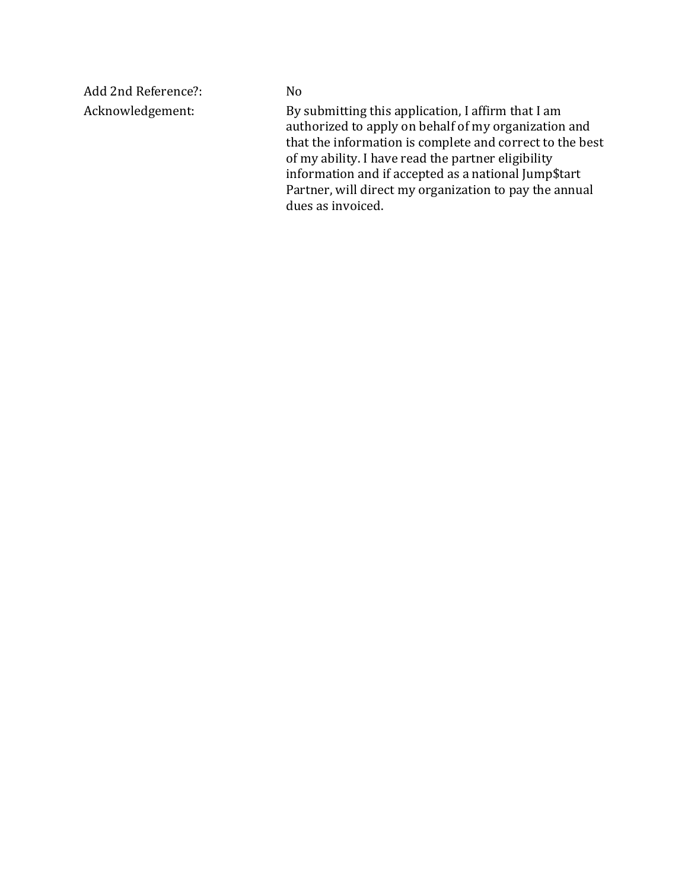| | |
|---|---|
| Add 2nd Reference?: | No |
| Acknowledgement: | By submitting this application, I affirm that I am authorized to apply on behalf of my organization and that the information is complete and correct to the best of my ability. I have read the partner eligibility information and if accepted as a national Jump$tart Partner, will direct my organization to pay the annual dues as invoiced. |